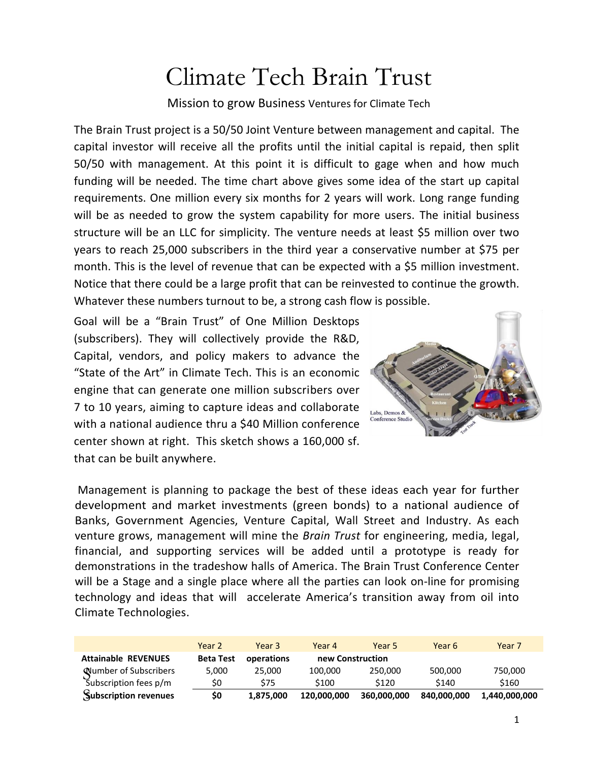# Climate Tech Brain Trust

Mission to grow Business Ventures for Climate Tech

The Brain Trust project is a 50/50 Joint Venture between management and capital. The capital investor will receive all the profits until the initial capital is repaid, then split 50/50 with management. At this point it is difficult to gage when and how much funding will be needed. The time chart above gives some idea of the start up capital requirements. One million every six months for 2 years will work. Long range funding will be as needed to grow the system capability for more users. The initial business structure will be an LLC for simplicity. The venture needs at least $5 million over two years to reach 25,000 subscribers in the third year a conservative number at $75 per month. This is the level of revenue that can be expected with a $5 million investment. Notice that there could be a large profit that can be reinvested to continue the growth. Whatever these numbers turnout to be, a strong cash flow is possible.

Goal will be a "Brain Trust" of One Million Desktops (subscribers). They will collectively provide the R&D, Capital, vendors, and policy makers to advance the "State of the Art" in Climate Tech. This is an economic engine that can generate one million subscribers over 7 to 10 years, aiming to capture ideas and collaborate with a national audience thru a $40 Million conference center shown at right. This sketch shows a 160,000 sf. that can be built anywhere.

Management is planning to package the best of these ideas each year for further development and market investments (green bonds) to a national audience of Banks, Government Agencies, Venture Capital, Wall Street and Industry. As each venture grows, management will mine the *Brain Trust* for engineering, media, legal, financial, and supporting services will be added until a prototype is ready for demonstrations in the tradeshow halls of America. The Brain Trust Conference Center will be a Stage and a single place where all the parties can look on-line for promising technology and ideas that will accelerate America's transition away from oil into Climate Technologies.

| | Year 2 | Year 3 | Year 4 | Year 5 | Year 6 | Year 7 |
|---|---|---|---|---|---|---|
| **Attainable REVENUES** | **Beta Test** | **operations** | **new Construction** | | | |
| Number of Subscribers | 5,000 | 25,000 | 100,000 | 250,000 | 500,000 | 750,000 |
| Subscription fees p/m | $0 | $75 | $100 | $120 | $140 | $160 |
| **Subscription revenues** | **$0** | **1,875,000** | **120,000,000** | **360,000,000** | **840,000,000** | **1,440,000,000** |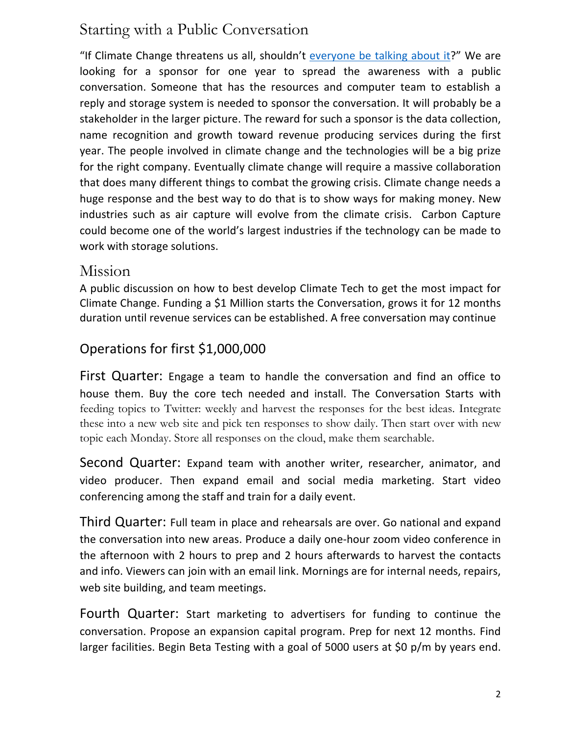## Starting with a Public Conversation

"If Climate Change threatens us all, shouldn't everyone be talking about it?" We are looking for a sponsor for one year to spread the awareness with a public conversation. Someone that has the resources and computer team to establish a reply and storage system is needed to sponsor the conversation. It will probably be a stakeholder in the larger picture. The reward for such a sponsor is the data collection, name recognition and growth toward revenue producing services during the first year. The people involved in climate change and the technologies will be a big prize for the right company. Eventually climate change will require a massive collaboration that does many different things to combat the growing crisis. Climate change needs a huge response and the best way to do that is to show ways for making money. New industries such as air capture will evolve from the climate crisis. Carbon Capture could become one of the world's largest industries if the technology can be made to work with storage solutions.

## Mission

A public discussion on how to best develop Climate Tech to get the most impact for Climate Change. Funding a $1 Million starts the Conversation, grows it for 12 months duration until revenue services can be established. A free conversation may continue

### Operations for first $1,000,000

**First Quarter:** Engage a team to handle the conversation and find an office to house them. Buy the core tech needed and install. The Conversation Starts with feeding topics to Twitter: weekly and harvest the responses for the best ideas. Integrate these into a new web site and pick ten responses to show daily. Then start over with new topic each Monday. Store all responses on the cloud, make them searchable.

**Second Quarter:** Expand team with another writer, researcher, animator, and video producer. Then expand email and social media marketing. Start video conferencing among the staff and train for a daily event.

**Third Quarter:** Full team in place and rehearsals are over. Go national and expand the conversation into new areas. Produce a daily one-hour zoom video conference in the afternoon with 2 hours to prep and 2 hours afterwards to harvest the contacts and info. Viewers can join with an email link. Mornings are for internal needs, repairs, web site building, and team meetings.

**Fourth Quarter:** Start marketing to advertisers for funding to continue the conversation. Propose an expansion capital program. Prep for next 12 months. Find larger facilities. Begin Beta Testing with a goal of 5000 users at $0 p/m by years end.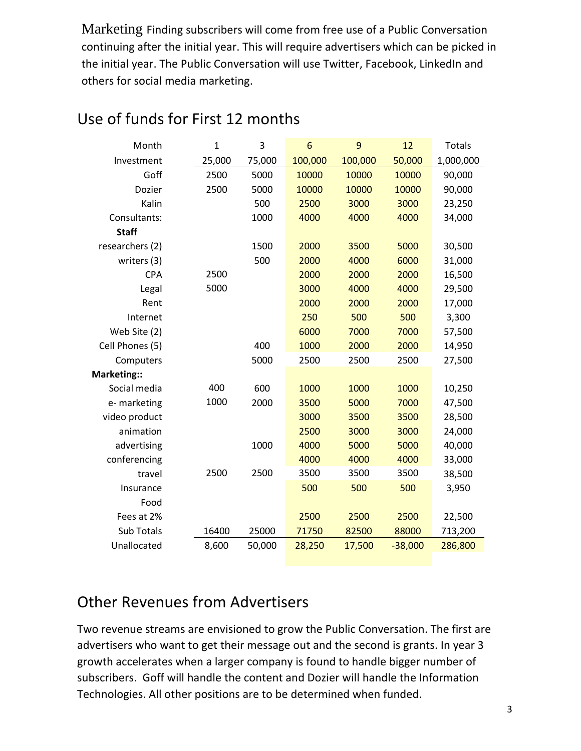Marketing Finding subscribers will come from free use of a Public Conversation continuing after the initial year. This will require advertisers which can be picked in the initial year. The Public Conversation will use Twitter, Facebook, LinkedIn and others for social media marketing.

## Use of funds for First 12 months

| Month | 1 | 3 | 6 | 9 | 12 | Totals |
|---|---|---|---|---|---|---|
| Investment | 25,000 | 75,000 | 100,000 | 100,000 | 50,000 | 1,000,000 |
| Goff | 2500 | 5000 | 10000 | 10000 | 10000 | 90,000 |
| Dozier | 2500 | 5000 | 10000 | 10000 | 10000 | 90,000 |
| Kalin | | 500 | 2500 | 3000 | 3000 | 23,250 |
| Consultants: | | 1000 | 4000 | 4000 | 4000 | 34,000 |
| **Staff** | | | | | | |
| researchers (2) | | 1500 | 2000 | 3500 | 5000 | 30,500 |
| writers (3) | | 500 | 2000 | 4000 | 6000 | 31,000 |
| CPA | 2500 | | 2000 | 2000 | 2000 | 16,500 |
| Legal | 5000 | | 3000 | 4000 | 4000 | 29,500 |
| Rent | | | 2000 | 2000 | 2000 | 17,000 |
| Internet | | | 250 | 500 | 500 | 3,300 |
| Web Site (2) | | | 6000 | 7000 | 7000 | 57,500 |
| Cell Phones (5) | | 400 | 1000 | 2000 | 2000 | 14,950 |
| Computers | | 5000 | 2500 | 2500 | 2500 | 27,500 |
| **Marketing::** | | | | | | |
| Social media | 400 | 600 | 1000 | 1000 | 1000 | 10,250 |
| e- marketing | 1000 | 2000 | 3500 | 5000 | 7000 | 47,500 |
| video product | | | 3000 | 3500 | 3500 | 28,500 |
| animation | | | 2500 | 3000 | 3000 | 24,000 |
| advertising | | 1000 | 4000 | 5000 | 5000 | 40,000 |
| conferencing | | | 4000 | 4000 | 4000 | 33,000 |
| travel | 2500 | 2500 | 3500 | 3500 | 3500 | 38,500 |
| Insurance | | | 500 | 500 | 500 | 3,950 |
| Food | | | | | | |
| Fees at 2% | | | 2500 | 2500 | 2500 | 22,500 |
| Sub Totals | 16400 | 25000 | 71750 | 82500 | 88000 | 713,200 |
| Unallocated | 8,600 | 50,000 | 28,250 | 17,500 | -38,000 | 286,800 |

## Other Revenues from Advertisers

Two revenue streams are envisioned to grow the Public Conversation. The first are advertisers who want to get their message out and the second is grants. In year 3 growth accelerates when a larger company is found to handle bigger number of subscribers. Goff will handle the content and Dozier will handle the Information Technologies. All other positions are to be determined when funded.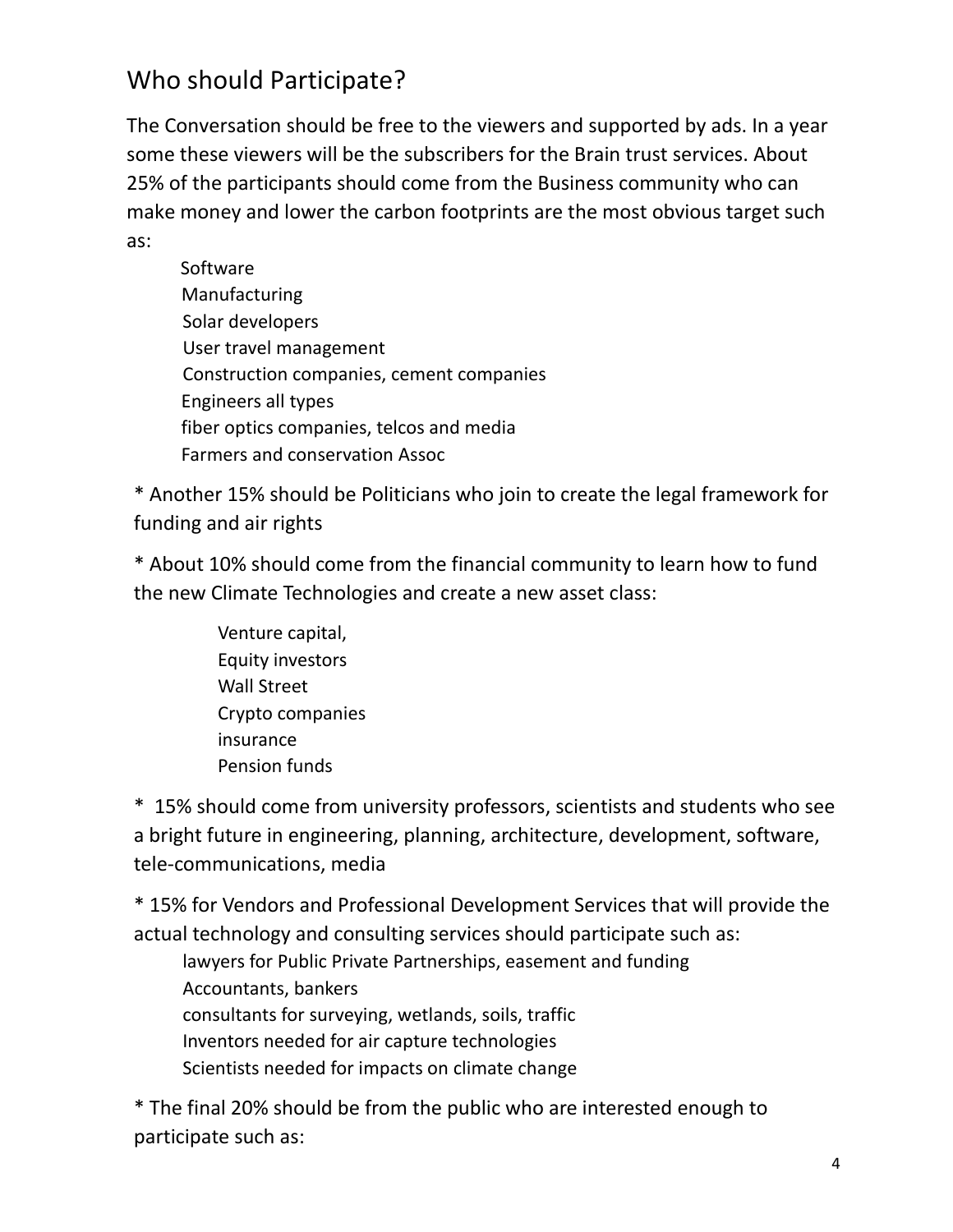## Who should Participate?

The Conversation should be free to the viewers and supported by ads. In a year some these viewers will be the subscribers for the Brain trust services. About 25% of the participants should come from the Business community who can make money and lower the carbon footprints are the most obvious target such as:

- Software
- Manufacturing
- Solar developers
- User travel management
- Construction companies, cement companies
- Engineers all types
- fiber optics companies, telcos and media
- Farmers and conservation Assoc

* Another 15% should be Politicians who join to create the legal framework for funding and air rights

* About 10% should come from the financial community to learn how to fund the new Climate Technologies and create a new asset class:

  - Venture capital,
  - Equity investors
  - Wall Street
  - Crypto companies
  - insurance
  - Pension funds

* 15% should come from university professors, scientists and students who see a bright future in engineering, planning, architecture, development, software, tele-communications, media

* 15% for Vendors and Professional Development Services that will provide the actual technology and consulting services should participate such as:

  - lawyers for Public Private Partnerships, easement and funding
  - Accountants, bankers
  - consultants for surveying, wetlands, soils, traffic
  - Inventors needed for air capture technologies
  - Scientists needed for impacts on climate change

* The final 20% should be from the public who are interested enough to participate such as: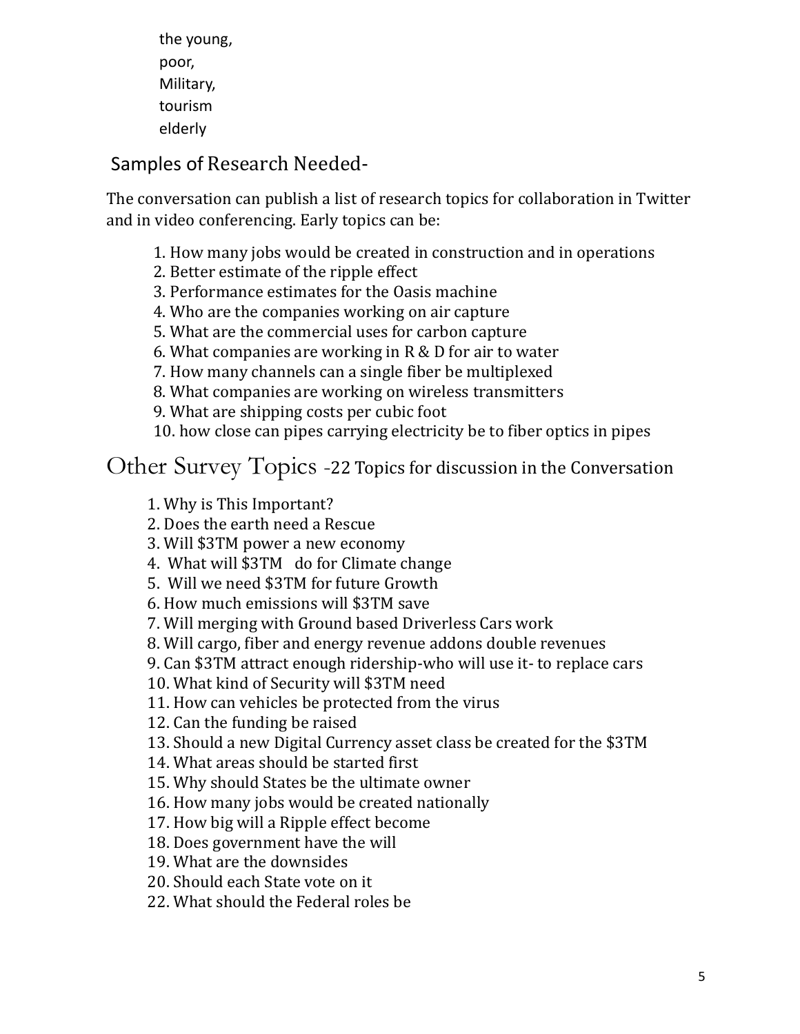the young,
poor,
Military,
tourism
elderly

## Samples of Research Needed-

The conversation can publish a list of research topics for collaboration in Twitter and in video conferencing. Early topics can be:

1. How many jobs would be created in construction and in operations
2. Better estimate of the ripple effect
3. Performance estimates for the Oasis machine
4. Who are the companies working on air capture
5. What are the commercial uses for carbon capture
6. What companies are working in R & D for air to water
7. How many channels can a single fiber be multiplexed
8. What companies are working on wireless transmitters
9. What are shipping costs per cubic foot
10. how close can pipes carrying electricity be to fiber optics in pipes

## Other Survey Topics -22 Topics for discussion in the Conversation

1. Why is This Important?
2. Does the earth need a Rescue
3. Will $3TM power a new economy
4. What will $3TM do for Climate change
5. Will we need $3TM for future Growth
6. How much emissions will $3TM save
7. Will merging with Ground based Driverless Cars work
8. Will cargo, fiber and energy revenue addons double revenues
9. Can $3TM attract enough ridership-who will use it- to replace cars
10. What kind of Security will $3TM need
11. How can vehicles be protected from the virus
12. Can the funding be raised
13. Should a new Digital Currency asset class be created for the $3TM
14. What areas should be started first
15. Why should States be the ultimate owner
16. How many jobs would be created nationally
17. How big will a Ripple effect become
18. Does government have the will
19. What are the downsides
20. Should each State vote on it

22. What should the Federal roles be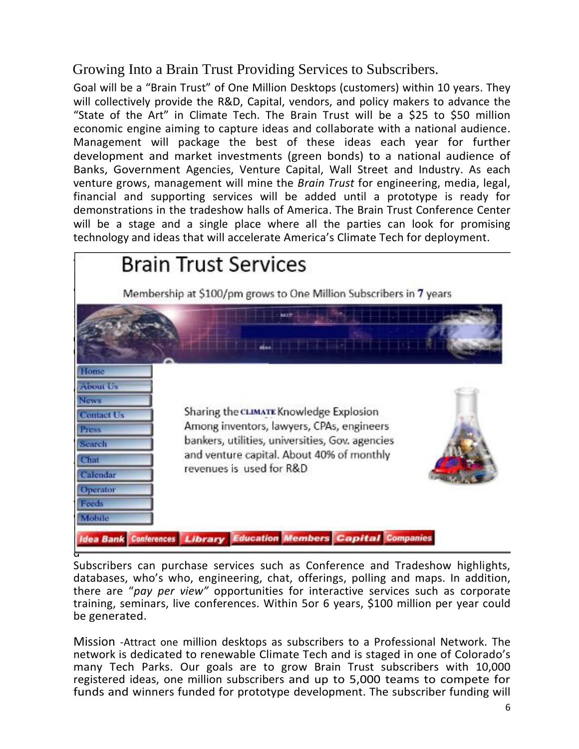## Growing Into a Brain Trust Providing Services to Subscribers.

Goal will be a "Brain Trust" of One Million Desktops (customers) within 10 years. They will collectively provide the R&D, Capital, vendors, and policy makers to advance the "State of the Art" in Climate Tech. The Brain Trust will be a $25 to $50 million economic engine aiming to capture ideas and collaborate with a national audience. Management will package the best of these ideas each year for further development and market investments (green bonds) to a national audience of Banks, Government Agencies, Venture Capital, Wall Street and Industry. As each venture grows, management will mine the *Brain Trust* for engineering, media, legal, financial and supporting services will be added until a prototype is ready for demonstrations in the tradeshow halls of America. The Brain Trust Conference Center will be a stage and a single place where all the parties can look for promising technology and ideas that will accelerate America's Climate Tech for deployment.

### Brain Trust Services

Membership at $100/pm grows to One Million Subscribers in **7** years

- Home
- About Us
- News
- Contact Us
- Press
- Search
- Chat
- Calendar
- Operator
- Feeds
- Mobile

Sharing the CLIMATE Knowledge Explosion Among inventors, lawyers, CPAs, engineers bankers, utilities, universities, Gov. agencies and venture capital. About 40% of monthly revenues is used for R&D

**Idea Bank | Conferences | Library | Education | Members | Capital | Companies**

Subscribers can purchase services such as Conference and Tradeshow highlights, databases, who's who, engineering, chat, offerings, polling and maps. In addition, there are "*pay per view"* opportunities for interactive services such as corporate training, seminars, live conferences. Within 5or 6 years, $100 million per year could be generated.

Mission -Attract one million desktops as subscribers to a Professional Network. The network is dedicated to renewable Climate Tech and is staged in one of Colorado's many Tech Parks. Our goals are to grow Brain Trust subscribers with 10,000 registered ideas, one million subscribers and up to 5,000 teams to compete for funds and winners funded for prototype development. The subscriber funding will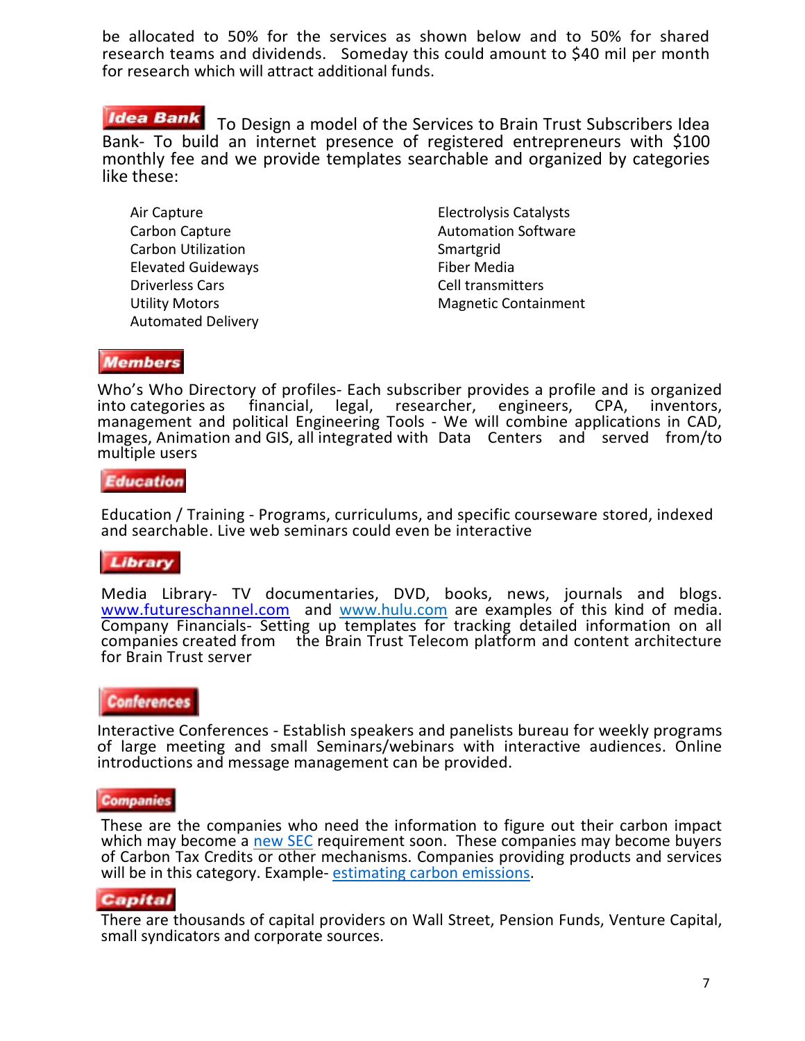be allocated to 50% for the services as shown below and to 50% for shared research teams and dividends. Someday this could amount to $40 mil per month for research which will attract additional funds.

**Idea Bank** To Design a model of the Services to Brain Trust Subscribers Idea Bank- To build an internet presence of registered entrepreneurs with $100 monthly fee and we provide templates searchable and organized by categories like these:

- Air Capture
- Carbon Capture
- Carbon Utilization
- Elevated Guideways
- Driverless Cars
- Utility Motors
- Automated Delivery
- Electrolysis Catalysts
- Automation Software
- Smartgrid
- Fiber Media
- Cell transmitters
- Magnetic Containment

**Members**

Who's Who Directory of profiles- Each subscriber provides a profile and is organized into categories as financial, legal, researcher, engineers, CPA, inventors, management and political Engineering Tools - We will combine applications in CAD, Images, Animation and GIS, all integrated with Data Centers and served from/to multiple users

**Education**

Education / Training - Programs, curriculums, and specific courseware stored, indexed and searchable. Live web seminars could even be interactive

**Library**

Media Library- TV documentaries, DVD, books, news, journals and blogs. www.futureschannel.com and www.hulu.com are examples of this kind of media. Company Financials- Setting up templates for tracking detailed information on all companies created from the Brain Trust Telecom platform and content architecture for Brain Trust server

**Conferences**

Interactive Conferences - Establish speakers and panelists bureau for weekly programs of large meeting and small Seminars/webinars with interactive audiences. Online introductions and message management can be provided.

**Companies**

These are the companies who need the information to figure out their carbon impact which may become a new SEC requirement soon. These companies may become buyers of Carbon Tax Credits or other mechanisms. Companies providing products and services will be in this category. Example- estimating carbon emissions.

**Capital**

There are thousands of capital providers on Wall Street, Pension Funds, Venture Capital, small syndicators and corporate sources.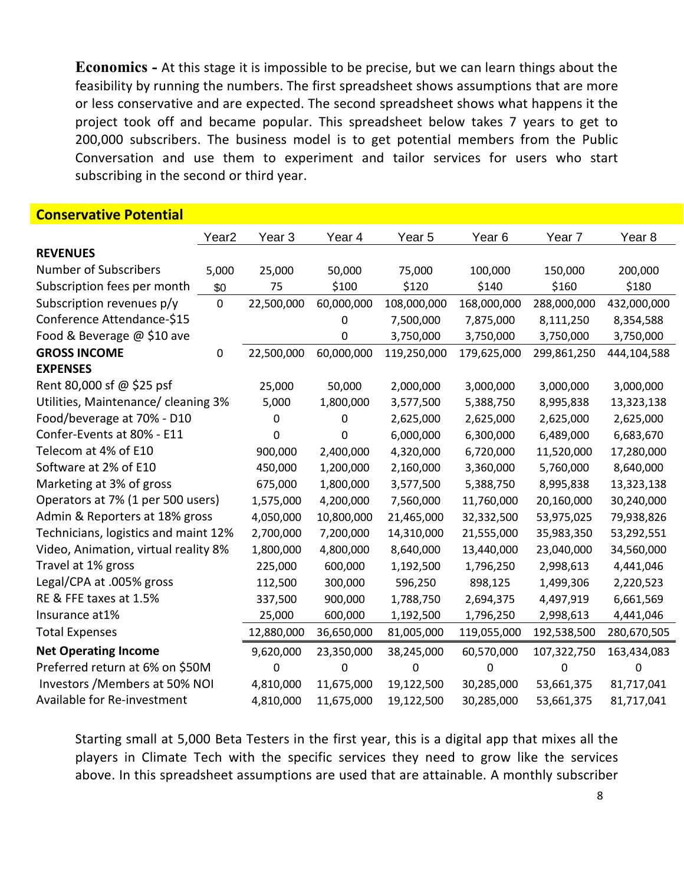**Economics -** At this stage it is impossible to be precise, but we can learn things about the feasibility by running the numbers. The first spreadsheet shows assumptions that are more or less conservative and are expected. The second spreadsheet shows what happens it the project took off and became popular. This spreadsheet below takes 7 years to get to 200,000 subscribers. The business model is to get potential members from the Public Conversation and use them to experiment and tailor services for users who start subscribing in the second or third year.

**Conservative Potential**

| | Year2 | Year 3 | Year 4 | Year 5 | Year 6 | Year 7 | Year 8 |
|---|---|---|---|---|---|---|---|
| **REVENUES** | | | | | | | |
| Number of Subscribers | 5,000 | 25,000 | 50,000 | 75,000 | 100,000 | 150,000 | 200,000 |
| Subscription fees per month | $0 | 75 | $100 | $120 | $140 | $160 | $180 |
| Subscription revenues p/y | 0 | 22,500,000 | 60,000,000 | 108,000,000 | 168,000,000 | 288,000,000 | 432,000,000 |
| Conference Attendance-$15 | | | 0 | 7,500,000 | 7,875,000 | 8,111,250 | 8,354,588 |
| Food & Beverage @ $10 ave | | | 0 | 3,750,000 | 3,750,000 | 3,750,000 | 3,750,000 |
| **GROSS INCOME** | 0 | 22,500,000 | 60,000,000 | 119,250,000 | 179,625,000 | 299,861,250 | 444,104,588 |
| **EXPENSES** | | | | | | | |
| Rent 80,000 sf @ $25 psf | | 25,000 | 50,000 | 2,000,000 | 3,000,000 | 3,000,000 | 3,000,000 |
| Utilities, Maintenance/ cleaning 3% | | 5,000 | 1,800,000 | 3,577,500 | 5,388,750 | 8,995,838 | 13,323,138 |
| Food/beverage at 70% - D10 | | 0 | 0 | 2,625,000 | 2,625,000 | 2,625,000 | 2,625,000 |
| Confer-Events at 80% - E11 | | 0 | 0 | 6,000,000 | 6,300,000 | 6,489,000 | 6,683,670 |
| Telecom at 4% of E10 | | 900,000 | 2,400,000 | 4,320,000 | 6,720,000 | 11,520,000 | 17,280,000 |
| Software at 2% of E10 | | 450,000 | 1,200,000 | 2,160,000 | 3,360,000 | 5,760,000 | 8,640,000 |
| Marketing at 3% of gross | | 675,000 | 1,800,000 | 3,577,500 | 5,388,750 | 8,995,838 | 13,323,138 |
| Operators at 7% (1 per 500 users) | | 1,575,000 | 4,200,000 | 7,560,000 | 11,760,000 | 20,160,000 | 30,240,000 |
| Admin & Reporters at 18% gross | | 4,050,000 | 10,800,000 | 21,465,000 | 32,332,500 | 53,975,025 | 79,938,826 |
| Technicians, logistics and maint 12% | | 2,700,000 | 7,200,000 | 14,310,000 | 21,555,000 | 35,983,350 | 53,292,551 |
| Video, Animation, virtual reality 8% | | 1,800,000 | 4,800,000 | 8,640,000 | 13,440,000 | 23,040,000 | 34,560,000 |
| Travel at 1% gross | | 225,000 | 600,000 | 1,192,500 | 1,796,250 | 2,998,613 | 4,441,046 |
| Legal/CPA at .005% gross | | 112,500 | 300,000 | 596,250 | 898,125 | 1,499,306 | 2,220,523 |
| RE & FFE taxes at 1.5% | | 337,500 | 900,000 | 1,788,750 | 2,694,375 | 4,497,919 | 6,661,569 |
| Insurance at1% | | 25,000 | 600,000 | 1,192,500 | 1,796,250 | 2,998,613 | 4,441,046 |
| Total Expenses | | 12,880,000 | 36,650,000 | 81,005,000 | 119,055,000 | 192,538,500 | 280,670,505 |
| **Net Operating Income** | | 9,620,000 | 23,350,000 | 38,245,000 | 60,570,000 | 107,322,750 | 163,434,083 |
| Preferred return at 6% on $50M | | 0 | 0 | 0 | 0 | 0 | 0 |
| Investors /Members at 50% NOI | | 4,810,000 | 11,675,000 | 19,122,500 | 30,285,000 | 53,661,375 | 81,717,041 |
| Available for Re-investment | | 4,810,000 | 11,675,000 | 19,122,500 | 30,285,000 | 53,661,375 | 81,717,041 |

Starting small at 5,000 Beta Testers in the first year, this is a digital app that mixes all the players in Climate Tech with the specific services they need to grow like the services above. In this spreadsheet assumptions are used that are attainable. A monthly subscriber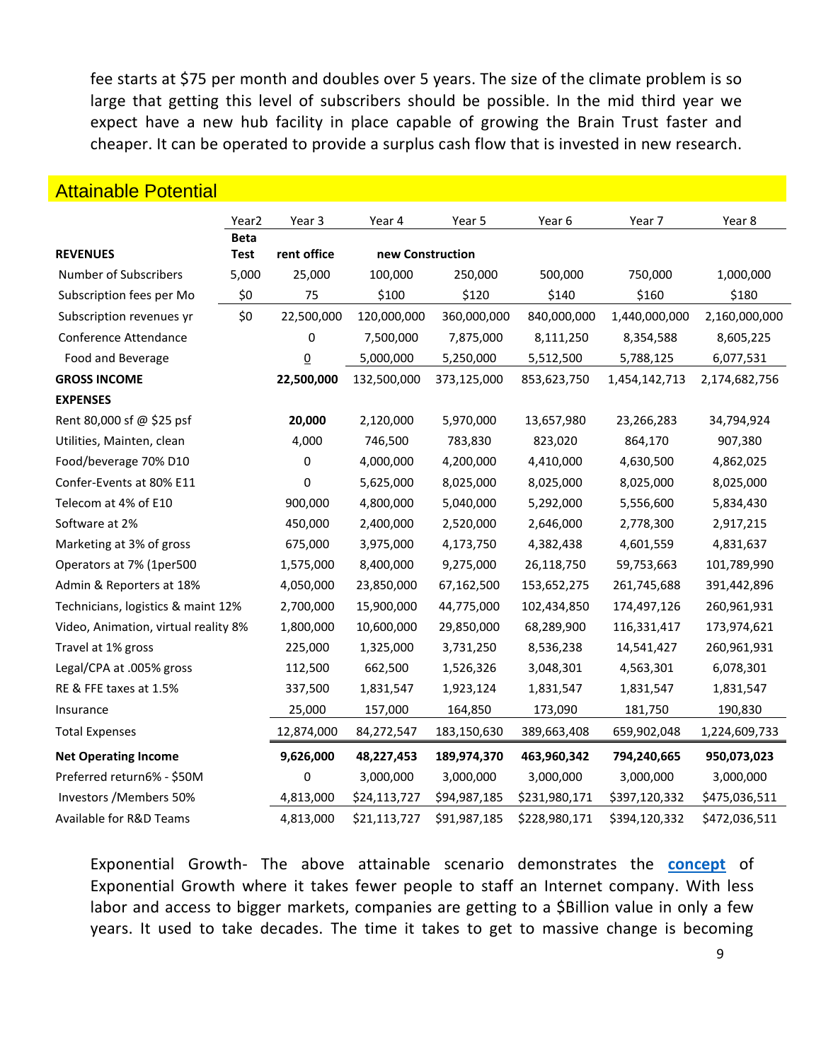fee starts at $75 per month and doubles over 5 years. The size of the climate problem is so large that getting this level of subscribers should be possible. In the mid third year we expect have a new hub facility in place capable of growing the Brain Trust faster and cheaper. It can be operated to provide a surplus cash flow that is invested in new research.

## Attainable Potential

| | Year2 | Year 3 | Year 4 | Year 5 | Year 6 | Year 7 | Year 8 |
|---|---|---|---|---|---|---|---|
| **REVENUES** | **Beta Test** | **rent office** | **new Construction** | | | | |
| Number of Subscribers | 5,000 | 25,000 | 100,000 | 250,000 | 500,000 | 750,000 | 1,000,000 |
| Subscription fees per Mo | $0 | 75 | $100 | $120 | $140 | $160 | $180 |
| Subscription revenues yr | $0 | 22,500,000 | 120,000,000 | 360,000,000 | 840,000,000 | 1,440,000,000 | 2,160,000,000 |
| Conference Attendance | | 0 | 7,500,000 | 7,875,000 | 8,111,250 | 8,354,588 | 8,605,225 |
| Food and Beverage | | 0 | 5,000,000 | 5,250,000 | 5,512,500 | 5,788,125 | 6,077,531 |
| **GROSS INCOME** | | **22,500,000** | 132,500,000 | 373,125,000 | 853,623,750 | 1,454,142,713 | 2,174,682,756 |
| **EXPENSES** | | | | | | | |
| Rent 80,000 sf @ $25 psf | | **20,000** | 2,120,000 | 5,970,000 | 13,657,980 | 23,266,283 | 34,794,924 |
| Utilities, Mainten, clean | | 4,000 | 746,500 | 783,830 | 823,020 | 864,170 | 907,380 |
| Food/beverage 70% D10 | | 0 | 4,000,000 | 4,200,000 | 4,410,000 | 4,630,500 | 4,862,025 |
| Confer-Events at 80% E11 | | 0 | 5,625,000 | 8,025,000 | 8,025,000 | 8,025,000 | 8,025,000 |
| Telecom at 4% of E10 | | 900,000 | 4,800,000 | 5,040,000 | 5,292,000 | 5,556,600 | 5,834,430 |
| Software at 2% | | 450,000 | 2,400,000 | 2,520,000 | 2,646,000 | 2,778,300 | 2,917,215 |
| Marketing at 3% of gross | | 675,000 | 3,975,000 | 4,173,750 | 4,382,438 | 4,601,559 | 4,831,637 |
| Operators at 7% (1per500 | | 1,575,000 | 8,400,000 | 9,275,000 | 26,118,750 | 59,753,663 | 101,789,990 |
| Admin & Reporters at 18% | | 4,050,000 | 23,850,000 | 67,162,500 | 153,652,275 | 261,745,688 | 391,442,896 |
| Technicians, logistics & maint 12% | | 2,700,000 | 15,900,000 | 44,775,000 | 102,434,850 | 174,497,126 | 260,961,931 |
| Video, Animation, virtual reality 8% | | 1,800,000 | 10,600,000 | 29,850,000 | 68,289,900 | 116,331,417 | 173,974,621 |
| Travel at 1% gross | | 225,000 | 1,325,000 | 3,731,250 | 8,536,238 | 14,541,427 | 260,961,931 |
| Legal/CPA at .005% gross | | 112,500 | 662,500 | 1,526,326 | 3,048,301 | 4,563,301 | 6,078,301 |
| RE & FFE taxes at 1.5% | | 337,500 | 1,831,547 | 1,923,124 | 1,831,547 | 1,831,547 | 1,831,547 |
| Insurance | | 25,000 | 157,000 | 164,850 | 173,090 | 181,750 | 190,830 |
| Total Expenses | | 12,874,000 | 84,272,547 | 183,150,630 | 389,663,408 | 659,902,048 | 1,224,609,733 |
| **Net Operating Income** | | **9,626,000** | **48,227,453** | **189,974,370** | **463,960,342** | **794,240,665** | **950,073,023** |
| Preferred return6% - $50M | | 0 | 3,000,000 | 3,000,000 | 3,000,000 | 3,000,000 | 3,000,000 |
| Investors /Members 50% | | 4,813,000 | $24,113,727 | $94,987,185 | $231,980,171 | $397,120,332 | $475,036,511 |
| Available for R&D Teams | | 4,813,000 | $21,113,727 | $91,987,185 | $228,980,171 | $394,120,332 | $472,036,511 |

Exponential Growth- The above attainable scenario demonstrates the **concept** of Exponential Growth where it takes fewer people to staff an Internet company. With less labor and access to bigger markets, companies are getting to a $Billion value in only a few years. It used to take decades. The time it takes to get to massive change is becoming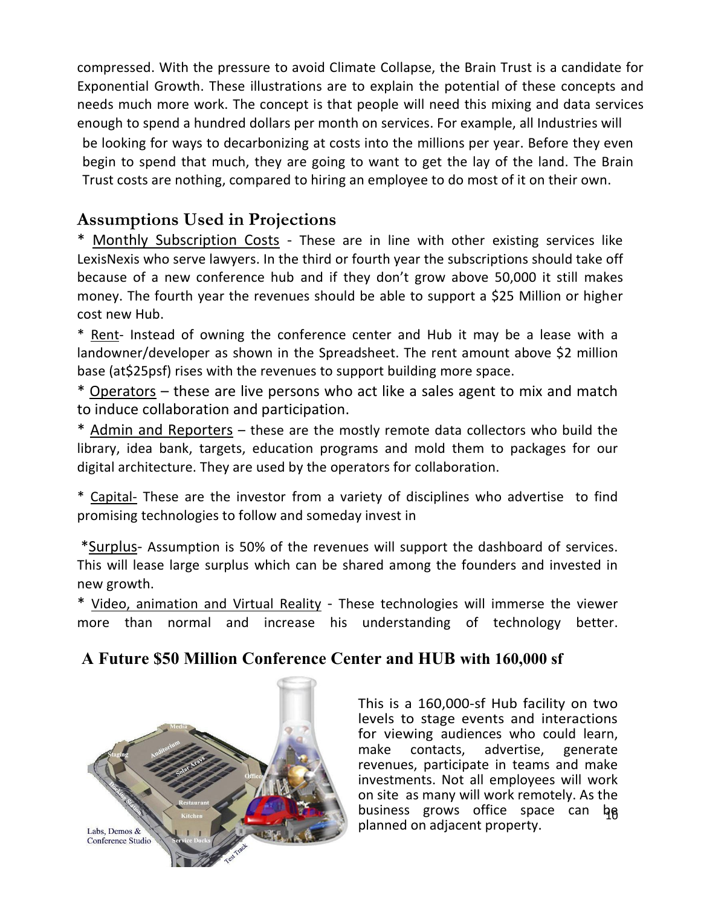compressed. With the pressure to avoid Climate Collapse, the Brain Trust is a candidate for Exponential Growth. These illustrations are to explain the potential of these concepts and needs much more work. The concept is that people will need this mixing and data services enough to spend a hundred dollars per month on services. For example, all Industries will be looking for ways to decarbonizing at costs into the millions per year. Before they even begin to spend that much, they are going to want to get the lay of the land. The Brain Trust costs are nothing, compared to hiring an employee to do most of it on their own.

## Assumptions Used in Projections

* Monthly Subscription Costs - These are in line with other existing services like LexisNexis who serve lawyers. In the third or fourth year the subscriptions should take off because of a new conference hub and if they don't grow above 50,000 it still makes money. The fourth year the revenues should be able to support a $25 Million or higher cost new Hub.

* Rent- Instead of owning the conference center and Hub it may be a lease with a landowner/developer as shown in the Spreadsheet. The rent amount above $2 million base (at$25psf) rises with the revenues to support building more space.

* Operators – these are live persons who act like a sales agent to mix and match to induce collaboration and participation.

* Admin and Reporters – these are the mostly remote data collectors who build the library, idea bank, targets, education programs and mold them to packages for our digital architecture. They are used by the operators for collaboration.

* Capital- These are the investor from a variety of disciplines who advertise to find promising technologies to follow and someday invest in

*Surplus- Assumption is 50% of the revenues will support the dashboard of services. This will lease large surplus which can be shared among the founders and invested in new growth.

* Video, animation and Virtual Reality - These technologies will immerse the viewer more than normal and increase his understanding of technology better.

## A Future $50 Million Conference Center and HUB with 160,000 sf

This is a 160,000-sf Hub facility on two levels to stage events and interactions for viewing audiences who could learn, make contacts, advertise, generate revenues, participate in teams and make investments. Not all employees will work on site as many will work remotely. As the business grows office space can be planned on adjacent property.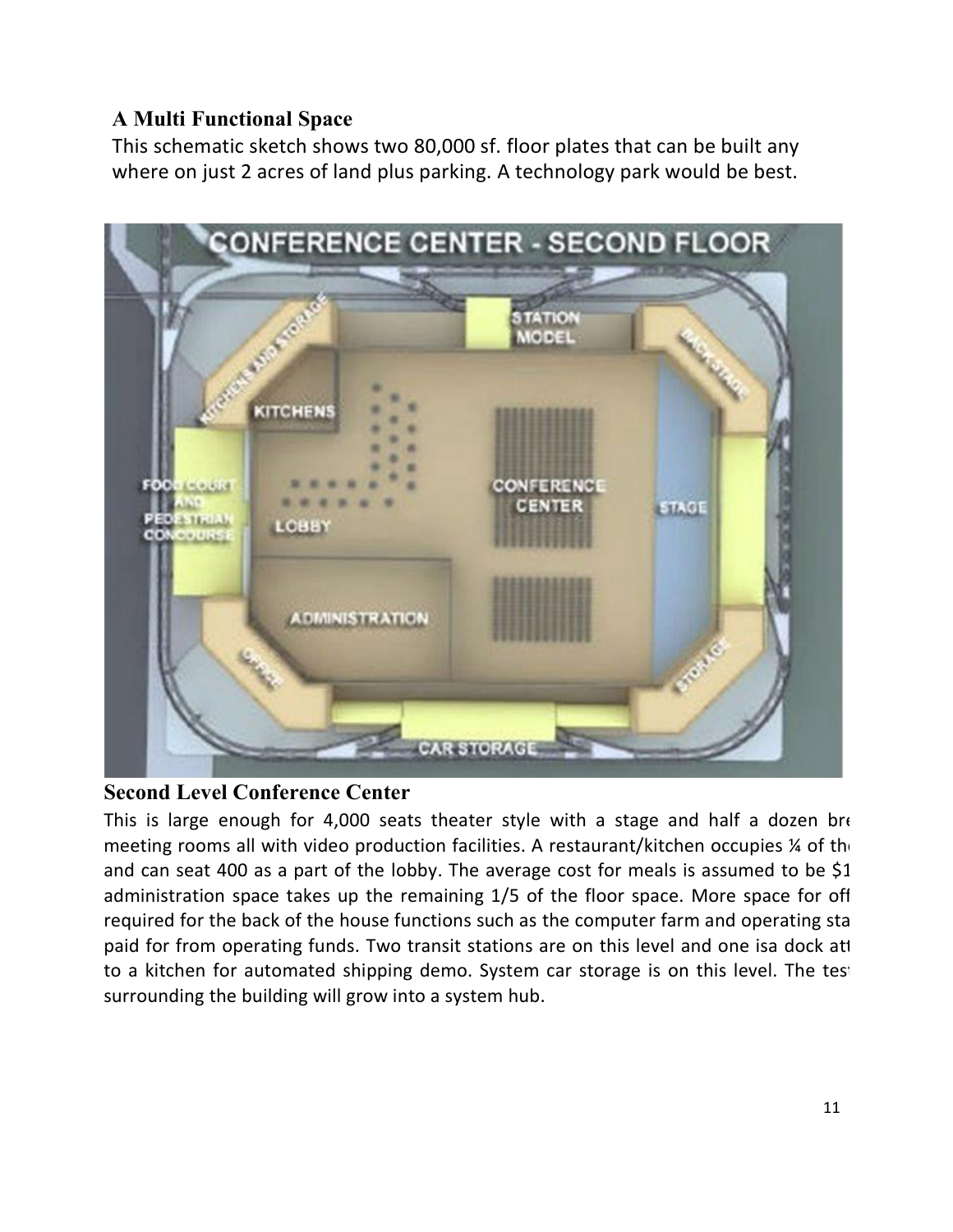## A Multi Functional Space

This schematic sketch shows two 80,000 sf. floor plates that can be built any where on just 2 acres of land plus parking. A technology park would be best.

## Second Level Conference Center

This is large enough for 4,000 seats theater style with a stage and half a dozen bre meeting rooms all with video production facilities. A restaurant/kitchen occupies ¼ of th and can seat 400 as a part of the lobby. The average cost for meals is assumed to be $1 administration space takes up the remaining 1/5 of the floor space. More space for off required for the back of the house functions such as the computer farm and operating sta paid for from operating funds. Two transit stations are on this level and one isa dock att to a kitchen for automated shipping demo. System car storage is on this level. The test surrounding the building will grow into a system hub.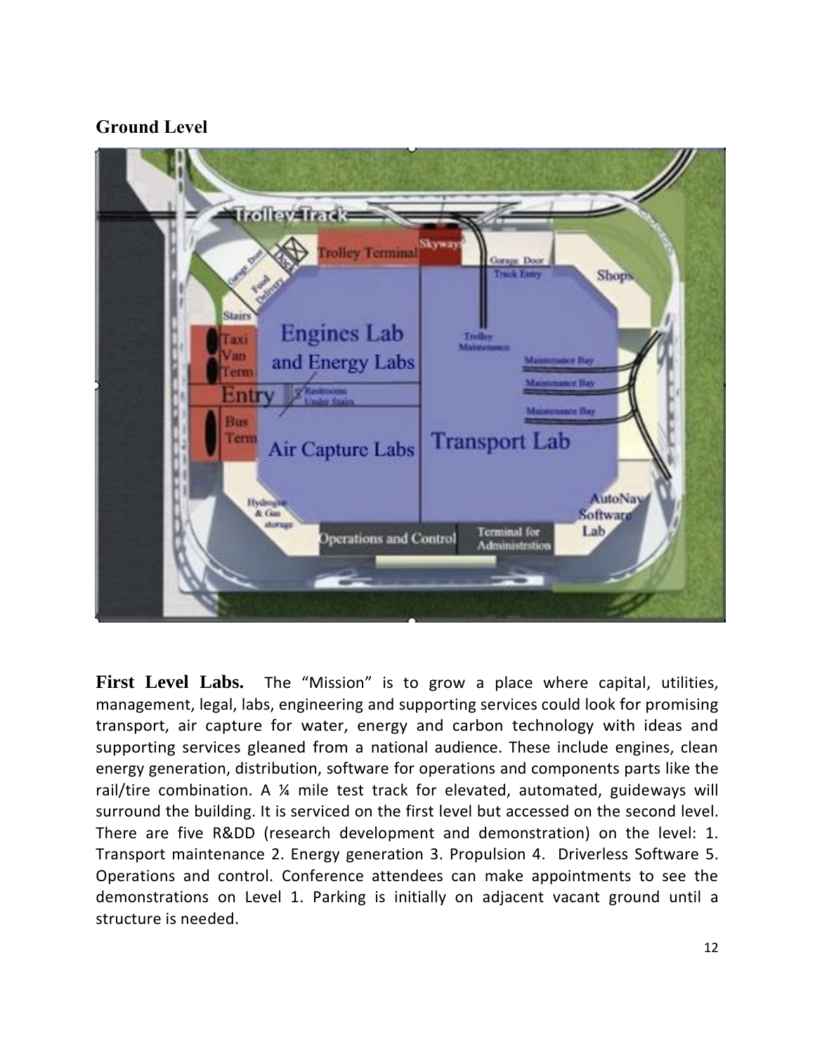## Ground Level

**First Level Labs.** The "Mission" is to grow a place where capital, utilities, management, legal, labs, engineering and supporting services could look for promising transport, air capture for water, energy and carbon technology with ideas and supporting services gleaned from a national audience. These include engines, clean energy generation, distribution, software for operations and components parts like the rail/tire combination. A ¼ mile test track for elevated, automated, guideways will surround the building. It is serviced on the first level but accessed on the second level. There are five R&DD (research development and demonstration) on the level: 1. Transport maintenance 2. Energy generation 3. Propulsion 4. Driverless Software 5. Operations and control. Conference attendees can make appointments to see the demonstrations on Level 1. Parking is initially on adjacent vacant ground until a structure is needed.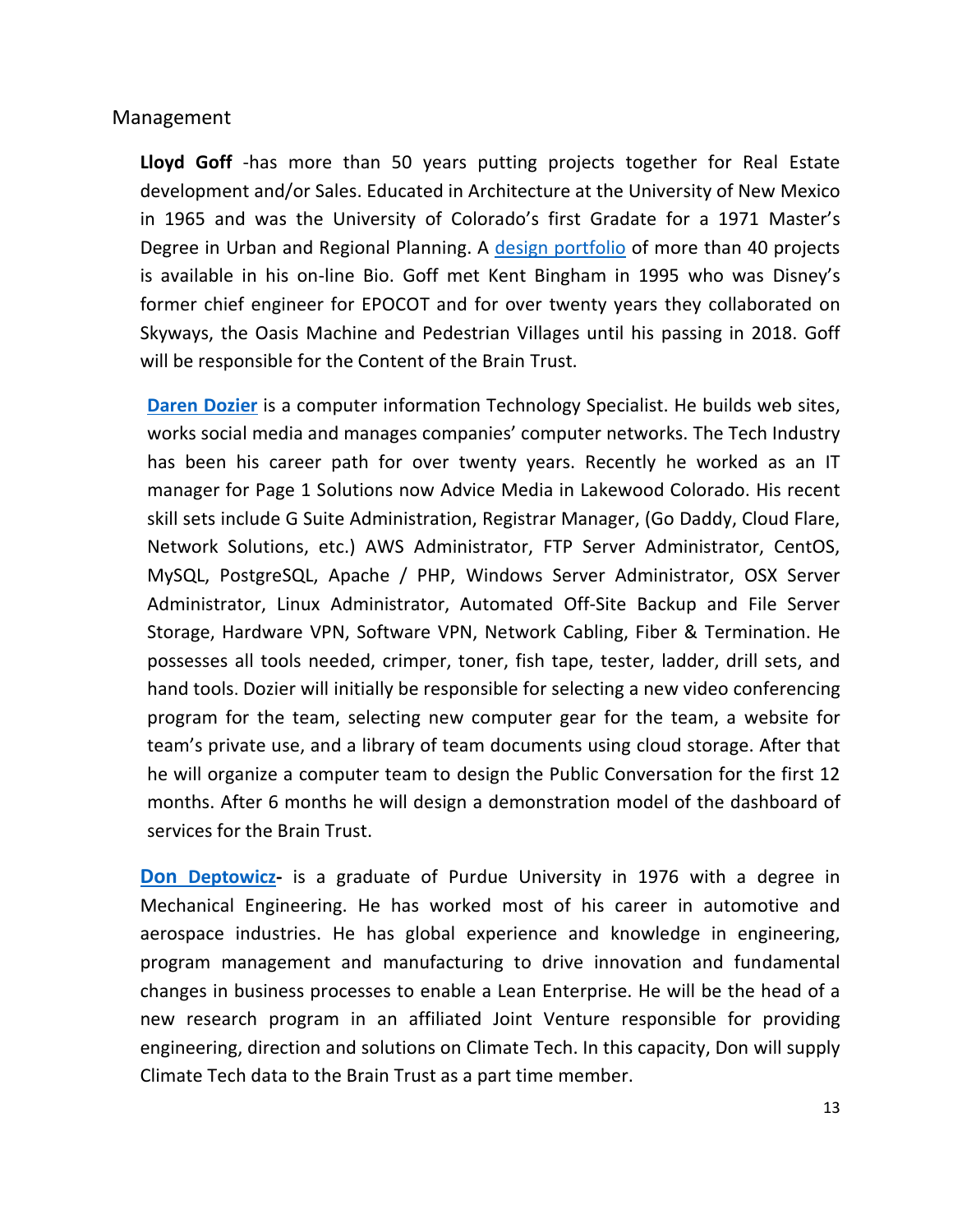Management

**Lloyd Goff** -has more than 50 years putting projects together for Real Estate development and/or Sales. Educated in Architecture at the University of New Mexico in 1965 and was the University of Colorado's first Gradate for a 1971 Master's Degree in Urban and Regional Planning. A design portfolio of more than 40 projects is available in his on-line Bio. Goff met Kent Bingham in 1995 who was Disney's former chief engineer for EPOCOT and for over twenty years they collaborated on Skyways, the Oasis Machine and Pedestrian Villages until his passing in 2018. Goff will be responsible for the Content of the Brain Trust.

**Daren Dozier** is a computer information Technology Specialist. He builds web sites, works social media and manages companies' computer networks. The Tech Industry has been his career path for over twenty years. Recently he worked as an IT manager for Page 1 Solutions now Advice Media in Lakewood Colorado. His recent skill sets include G Suite Administration, Registrar Manager, (Go Daddy, Cloud Flare, Network Solutions, etc.) AWS Administrator, FTP Server Administrator, CentOS, MySQL, PostgreSQL, Apache / PHP, Windows Server Administrator, OSX Server Administrator, Linux Administrator, Automated Off-Site Backup and File Server Storage, Hardware VPN, Software VPN, Network Cabling, Fiber & Termination. He possesses all tools needed, crimper, toner, fish tape, tester, ladder, drill sets, and hand tools. Dozier will initially be responsible for selecting a new video conferencing program for the team, selecting new computer gear for the team, a website for team's private use, and a library of team documents using cloud storage. After that he will organize a computer team to design the Public Conversation for the first 12 months. After 6 months he will design a demonstration model of the dashboard of services for the Brain Trust.

**Don Deptowicz-** is a graduate of Purdue University in 1976 with a degree in Mechanical Engineering. He has worked most of his career in automotive and aerospace industries. He has global experience and knowledge in engineering, program management and manufacturing to drive innovation and fundamental changes in business processes to enable a Lean Enterprise. He will be the head of a new research program in an affiliated Joint Venture responsible for providing engineering, direction and solutions on Climate Tech. In this capacity, Don will supply Climate Tech data to the Brain Trust as a part time member.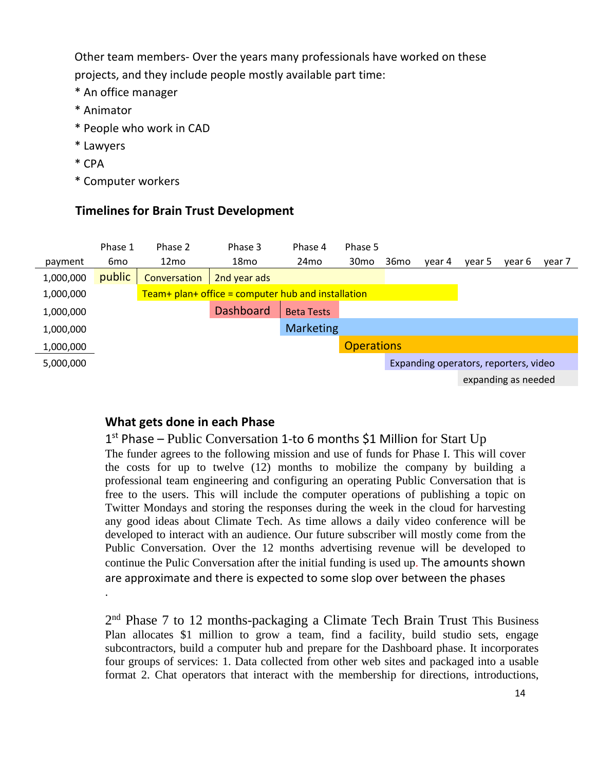Other team members- Over the years many professionals have worked on these projects, and they include people mostly available part time:

* An office manager
* Animator
* People who work in CAD
* Lawyers
* CPA
* Computer workers

### Timelines for Brain Trust Development

| payment | Phase 1 6mo | Phase 2 12mo | Phase 3 18mo | Phase 4 24mo | Phase 5 30mo | 36mo | year 4 | year 5 | year 6 | year 7 |
|---|---|---|---|---|---|---|---|---|---|---|
| 1,000,000 | public | Conversation | 2nd year ads | | | | | | | |
| 1,000,000 | | Team+ plan+ office = computer hub and installation | | | | | | | | |
| 1,000,000 | | | Dashboard | Beta Tests | | | | | | |
| 1,000,000 | | | | Marketing | | | | | | |
| 1,000,000 | | | | | Operations | | | | | |
| 5,000,000 | | | | | | Expanding operators, reporters, video | | | | |
| | | | | | | | | expanding as needed | | |

### What gets done in each Phase

1st Phase – Public Conversation 1-to 6 months $1 Million for Start Up

The funder agrees to the following mission and use of funds for Phase I. This will cover the costs for up to twelve (12) months to mobilize the company by building a professional team engineering and configuring an operating Public Conversation that is free to the users. This will include the computer operations of publishing a topic on Twitter Mondays and storing the responses during the week in the cloud for harvesting any good ideas about Climate Tech. As time allows a daily video conference will be developed to interact with an audience. Our future subscriber will mostly come from the Public Conversation. Over the 12 months advertising revenue will be developed to continue the Pulic Conversation after the initial funding is used up. The amounts shown are approximate and there is expected to some slop over between the phases

.

2nd Phase 7 to 12 months-packaging a Climate Tech Brain Trust This Business Plan allocates $1 million to grow a team, find a facility, build studio sets, engage subcontractors, build a computer hub and prepare for the Dashboard phase. It incorporates four groups of services: 1. Data collected from other web sites and packaged into a usable format 2. Chat operators that interact with the membership for directions, introductions,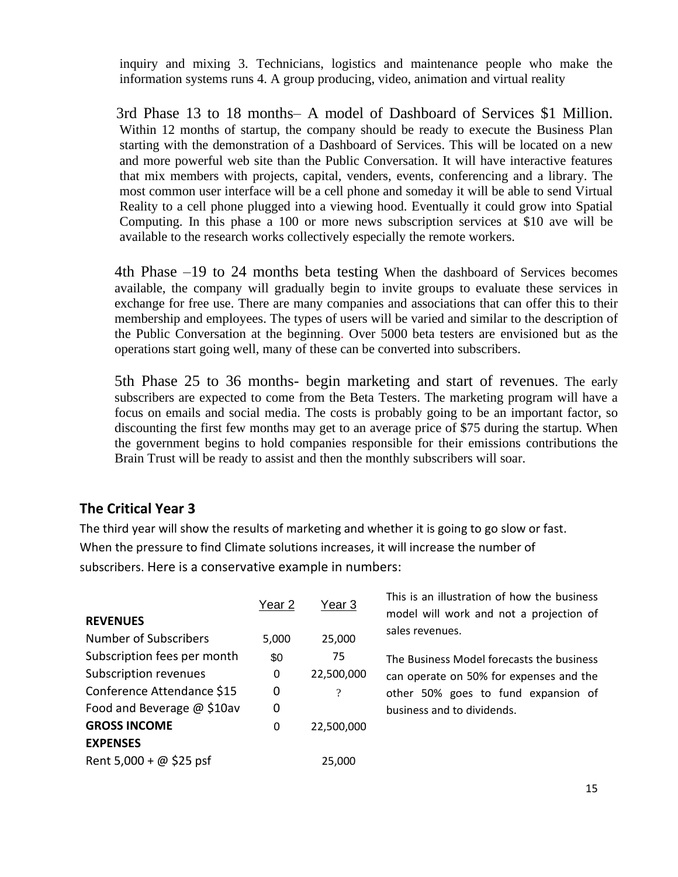inquiry and mixing 3. Technicians, logistics and maintenance people who make the information systems runs 4. A group producing, video, animation and virtual reality

3rd Phase 13 to 18 months– A model of Dashboard of Services $1 Million. Within 12 months of startup, the company should be ready to execute the Business Plan starting with the demonstration of a Dashboard of Services. This will be located on a new and more powerful web site than the Public Conversation. It will have interactive features that mix members with projects, capital, venders, events, conferencing and a library. The most common user interface will be a cell phone and someday it will be able to send Virtual Reality to a cell phone plugged into a viewing hood. Eventually it could grow into Spatial Computing. In this phase a 100 or more news subscription services at $10 ave will be available to the research works collectively especially the remote workers.

4th Phase –19 to 24 months beta testing When the dashboard of Services becomes available, the company will gradually begin to invite groups to evaluate these services in exchange for free use. There are many companies and associations that can offer this to their membership and employees. The types of users will be varied and similar to the description of the Public Conversation at the beginning. Over 5000 beta testers are envisioned but as the operations start going well, many of these can be converted into subscribers.

5th Phase 25 to 36 months- begin marketing and start of revenues. The early subscribers are expected to come from the Beta Testers. The marketing program will have a focus on emails and social media. The costs is probably going to be an important factor, so discounting the first few months may get to an average price of $75 during the startup. When the government begins to hold companies responsible for their emissions contributions the Brain Trust will be ready to assist and then the monthly subscribers will soar.

## The Critical Year 3

The third year will show the results of marketing and whether it is going to go slow or fast. When the pressure to find Climate solutions increases, it will increase the number of subscribers. Here is a conservative example in numbers:

| | Year 2 | Year 3 |
|---|---|---|
| **REVENUES** | | |
| Number of Subscribers | 5,000 | 25,000 |
| Subscription fees per month | $0 | 75 |
| Subscription revenues | 0 | 22,500,000 |
| Conference Attendance $15 | 0 | ? |
| Food and Beverage @ $10av | 0 | |
| **GROSS INCOME** | 0 | 22,500,000 |
| **EXPENSES** | | |
| Rent 5,000 + @ $25 psf | | 25,000 |

This is an illustration of how the business model will work and not a projection of sales revenues.

The Business Model forecasts the business can operate on 50% for expenses and the other 50% goes to fund expansion of business and to dividends.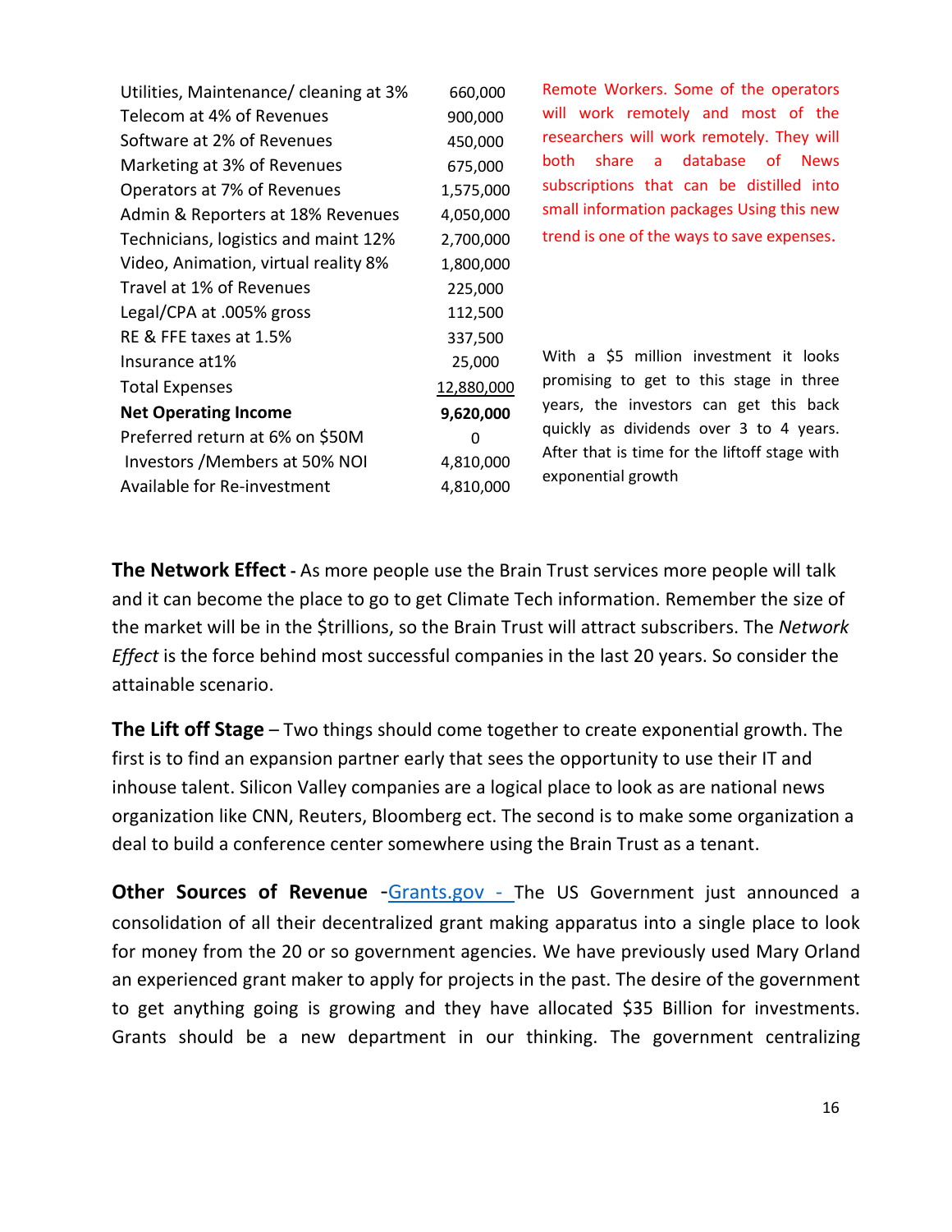| | |
|---|---|
| Utilities, Maintenance/ cleaning at 3% | 660,000 |
| Telecom at 4% of Revenues | 900,000 |
| Software at 2% of Revenues | 450,000 |
| Marketing at 3% of Revenues | 675,000 |
| Operators at 7% of Revenues | 1,575,000 |
| Admin & Reporters at 18% Revenues | 4,050,000 |
| Technicians, logistics and maint 12% | 2,700,000 |
| Video, Animation, virtual reality 8% | 1,800,000 |
| Travel at 1% of Revenues | 225,000 |
| Legal/CPA at .005% gross | 112,500 |
| RE & FFE taxes at 1.5% | 337,500 |
| Insurance at1% | 25,000 |
| Total Expenses | 12,880,000 |
| **Net Operating Income** | **9,620,000** |
| Preferred return at 6% on $50M | 0 |
| Investors /Members at 50% NOI | 4,810,000 |
| Available for Re-investment | 4,810,000 |

Remote Workers. Some of the operators will work remotely and most of the researchers will work remotely. They will both share a database of News subscriptions that can be distilled into small information packages Using this new trend is one of the ways to save expenses.

With a $5 million investment it looks promising to get to this stage in three years, the investors can get this back quickly as dividends over 3 to 4 years. After that is time for the liftoff stage with exponential growth

**The Network Effect -** As more people use the Brain Trust services more people will talk and it can become the place to go to get Climate Tech information. Remember the size of the market will be in the $trillions, so the Brain Trust will attract subscribers. The *Network Effect* is the force behind most successful companies in the last 20 years. So consider the attainable scenario.

**The Lift off Stage** – Two things should come together to create exponential growth. The first is to find an expansion partner early that sees the opportunity to use their IT and inhouse talent. Silicon Valley companies are a logical place to look as are national news organization like CNN, Reuters, Bloomberg ect. The second is to make some organization a deal to build a conference center somewhere using the Brain Trust as a tenant.

**Other Sources of Revenue** -Grants.gov - The US Government just announced a consolidation of all their decentralized grant making apparatus into a single place to look for money from the 20 or so government agencies. We have previously used Mary Orland an experienced grant maker to apply for projects in the past. The desire of the government to get anything going is growing and they have allocated $35 Billion for investments. Grants should be a new department in our thinking. The government centralizing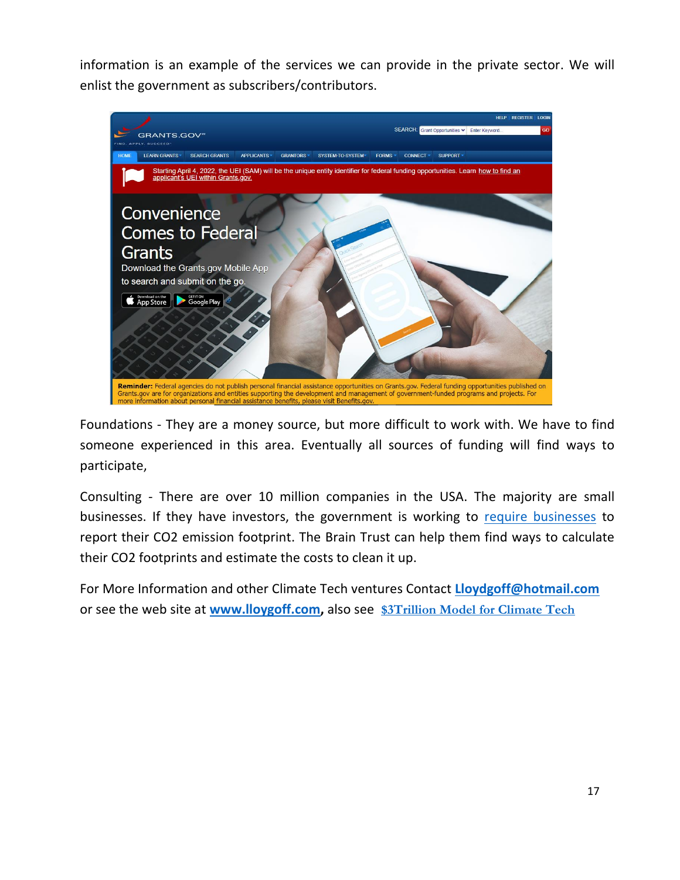information is an example of the services we can provide in the private sector. We will enlist the government as subscribers/contributors.

Foundations - They are a money source, but more difficult to work with. We have to find someone experienced in this area. Eventually all sources of funding will find ways to participate,

Consulting - There are over 10 million companies in the USA. The majority are small businesses. If they have investors, the government is working to require businesses to report their CO2 emission footprint. The Brain Trust can help them find ways to calculate their CO2 footprints and estimate the costs to clean it up.

For More Information and other Climate Tech ventures Contact **Lloydgoff@hotmail.com** or see the web site at **www.lloygoff.com**, also see **$3Trillion Model for Climate Tech**